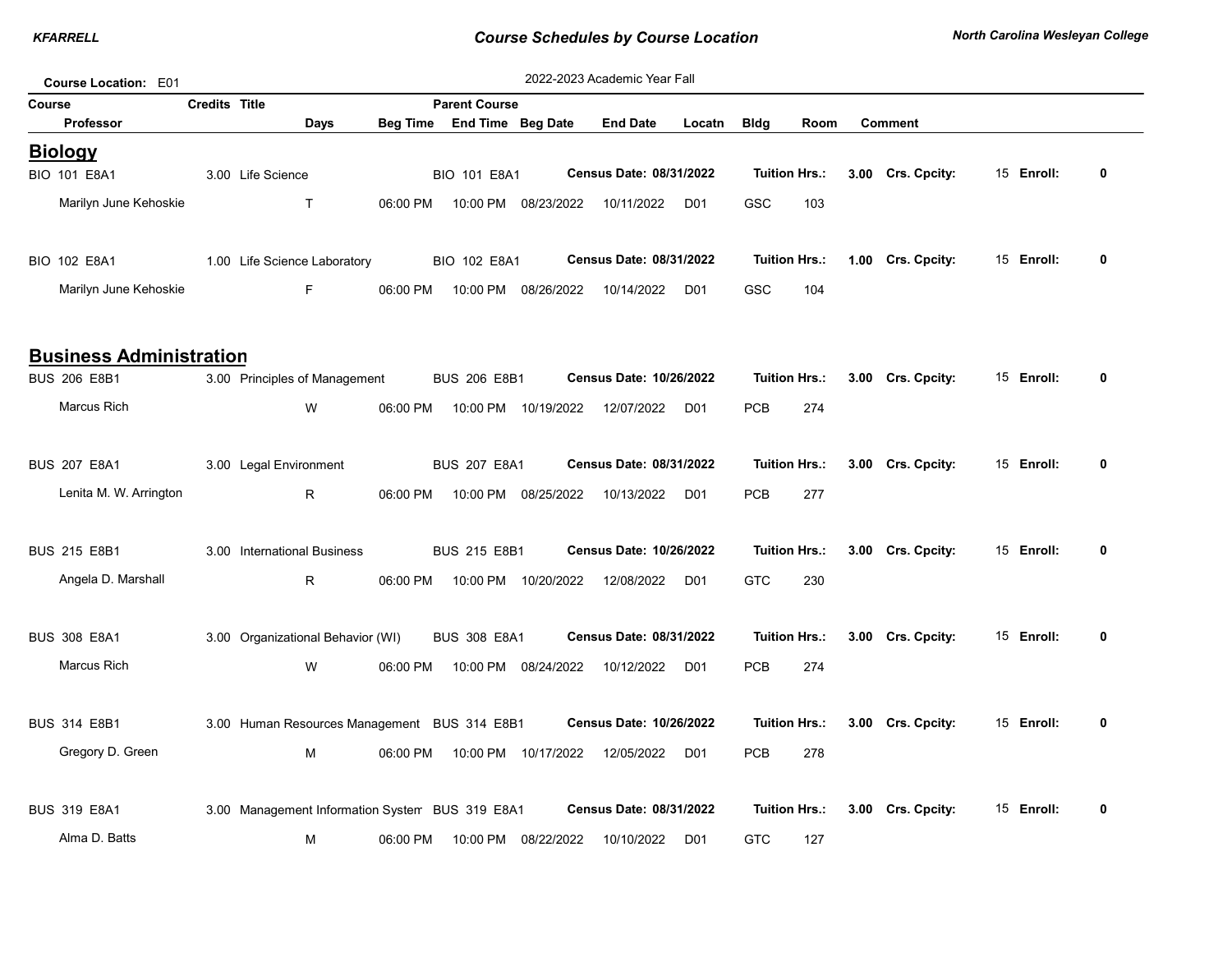# Course Schedules by Course Location

**Course Location:** E01

2022-2023 Academic Year Fall

## Biology

| Course | Credits | Title | Parent Course | Census Date | Tuition Hrs. | Crs. Cpcity | Enroll |
|---|---|---|---|---|---|---|---|
| BIO 101 E8A1 | 3.00 | Life Science | BIO 101 E8A1 | 08/31/2022 | 3.00 | 15 | 0 |
| BIO 102 E8A1 | 1.00 | Life Science Laboratory | BIO 102 E8A1 | 08/31/2022 | 1.00 | 15 | 0 |

| Course | Professor | Days | Beg Time | End Time | Beg Date | End Date | Locatn | Bldg | Room | Comment |
|---|---|---|---|---|---|---|---|---|---|---|
| BIO 101 E8A1 | Marilyn June Kehoskie | T | 06:00 PM | 10:00 PM | 08/23/2022 | 10/11/2022 | D01 | GSC | 103 | |
| BIO 102 E8A1 | Marilyn June Kehoskie | F | 06:00 PM | 10:00 PM | 08/26/2022 | 10/14/2022 | D01 | GSC | 104 | |

## Business Administration

| Course | Credits | Title | Parent Course | Census Date | Tuition Hrs. | Crs. Cpcity | Enroll |
|---|---|---|---|---|---|---|---|
| BUS 206 E8B1 | 3.00 | Principles of Management | BUS 206 E8B1 | 10/26/2022 | 3.00 | 15 | 0 |
| BUS 207 E8A1 | 3.00 | Legal Environment | BUS 207 E8A1 | 08/31/2022 | 3.00 | 15 | 0 |
| BUS 215 E8B1 | 3.00 | International Business | BUS 215 E8B1 | 10/26/2022 | 3.00 | 15 | 0 |
| BUS 308 E8A1 | 3.00 | Organizational Behavior (WI) | BUS 308 E8A1 | 08/31/2022 | 3.00 | 15 | 0 |
| BUS 314 E8B1 | 3.00 | Human Resources Management | BUS 314 E8B1 | 10/26/2022 | 3.00 | 15 | 0 |
| BUS 319 E8A1 | 3.00 | Management Information Systerr | BUS 319 E8A1 | 08/31/2022 | 3.00 | 15 | 0 |

| Course | Professor | Days | Beg Time | End Time | Beg Date | End Date | Locatn | Bldg | Room | Comment |
|---|---|---|---|---|---|---|---|---|---|---|
| BUS 206 E8B1 | Marcus Rich | W | 06:00 PM | 10:00 PM | 10/19/2022 | 12/07/2022 | D01 | PCB | 274 | |
| BUS 207 E8A1 | Lenita M. W. Arrington | R | 06:00 PM | 10:00 PM | 08/25/2022 | 10/13/2022 | D01 | PCB | 277 | |
| BUS 215 E8B1 | Angela D. Marshall | R | 06:00 PM | 10:00 PM | 10/20/2022 | 12/08/2022 | D01 | GTC | 230 | |
| BUS 308 E8A1 | Marcus Rich | W | 06:00 PM | 10:00 PM | 08/24/2022 | 10/12/2022 | D01 | PCB | 274 | |
| BUS 314 E8B1 | Gregory D. Green | M | 06:00 PM | 10:00 PM | 10/17/2022 | 12/05/2022 | D01 | PCB | 278 | |
| BUS 319 E8A1 | Alma D. Batts | M | 06:00 PM | 10:00 PM | 08/22/2022 | 10/10/2022 | D01 | GTC | 127 | |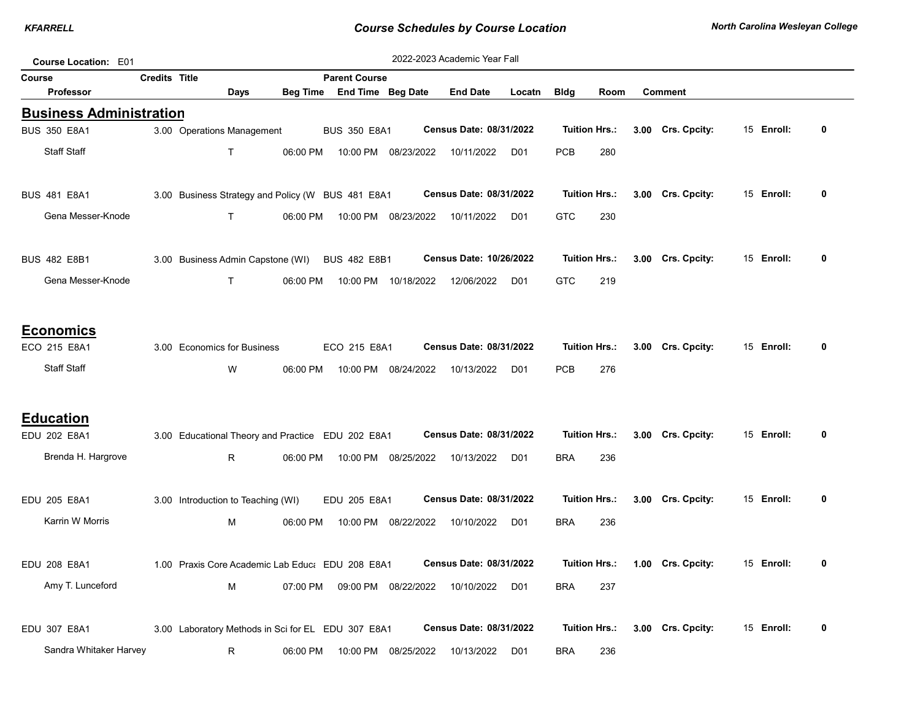**Course Location:** E01

2022-2023 Academic Year Fall

| Course | Credits | Title | Parent Course | | | | | | |
|---|---|---|---|---|---|---|---|---|---|
| Professor | | Days | Beg Time | End Time | Beg Date | End Date | Locatn | Bldg | Room | Comment |

## Business Administration

| Course / Professor | Credits | Title / Days | Beg Time | Parent Course / End Time | Beg Date | End Date | Locatn | Bldg | Room | Tuition Hrs. | Crs. Cpcity | Enroll |
|---|---|---|---|---|---|---|---|---|---|---|---|---|
| BUS 350 E8A1 | 3.00 | Operations Management | | BUS 350 E8A1 | Census Date: 08/31/2022 | | | | | 3.00 | 15 | 0 |
| Staff Staff | | T | 06:00 PM | 10:00 PM | 08/23/2022 | 10/11/2022 | D01 | PCB | 280 | | | |
| BUS 481 E8A1 | 3.00 | Business Strategy and Policy (W | | BUS 481 E8A1 | Census Date: 08/31/2022 | | | | | 3.00 | 15 | 0 |
| Gena Messer-Knode | | T | 06:00 PM | 10:00 PM | 08/23/2022 | 10/11/2022 | D01 | GTC | 230 | | | |
| BUS 482 E8B1 | 3.00 | Business Admin Capstone (WI) | | BUS 482 E8B1 | Census Date: 10/26/2022 | | | | | 3.00 | 15 | 0 |
| Gena Messer-Knode | | T | 06:00 PM | 10:00 PM | 10/18/2022 | 12/06/2022 | D01 | GTC | 219 | | | |

## Economics

| Course / Professor | Credits | Title / Days | Beg Time | Parent Course / End Time | Beg Date | End Date | Locatn | Bldg | Room | Tuition Hrs. | Crs. Cpcity | Enroll |
|---|---|---|---|---|---|---|---|---|---|---|---|---|
| ECO 215 E8A1 | 3.00 | Economics for Business | | ECO 215 E8A1 | Census Date: 08/31/2022 | | | | | 3.00 | 15 | 0 |
| Staff Staff | | W | 06:00 PM | 10:00 PM | 08/24/2022 | 10/13/2022 | D01 | PCB | 276 | | | |

## Education

| Course / Professor | Credits | Title / Days | Beg Time | Parent Course / End Time | Beg Date | End Date | Locatn | Bldg | Room | Tuition Hrs. | Crs. Cpcity | Enroll |
|---|---|---|---|---|---|---|---|---|---|---|---|---|
| EDU 202 E8A1 | 3.00 | Educational Theory and Practice | | EDU 202 E8A1 | Census Date: 08/31/2022 | | | | | 3.00 | 15 | 0 |
| Brenda H. Hargrove | | R | 06:00 PM | 10:00 PM | 08/25/2022 | 10/13/2022 | D01 | BRA | 236 | | | |
| EDU 205 E8A1 | 3.00 | Introduction to Teaching (WI) | | EDU 205 E8A1 | Census Date: 08/31/2022 | | | | | 3.00 | 15 | 0 |
| Karrin W Morris | | M | 06:00 PM | 10:00 PM | 08/22/2022 | 10/10/2022 | D01 | BRA | 236 | | | |
| EDU 208 E8A1 | 1.00 | Praxis Core Academic Lab Educa | | EDU 208 E8A1 | Census Date: 08/31/2022 | | | | | 1.00 | 15 | 0 |
| Amy T. Lunceford | | M | 07:00 PM | 09:00 PM | 08/22/2022 | 10/10/2022 | D01 | BRA | 237 | | | |
| EDU 307 E8A1 | 3.00 | Laboratory Methods in Sci for EL | | EDU 307 E8A1 | Census Date: 08/31/2022 | | | | | 3.00 | 15 | 0 |
| Sandra Whitaker Harvey | | R | 06:00 PM | 10:00 PM | 08/25/2022 | 10/13/2022 | D01 | BRA | 236 | | | |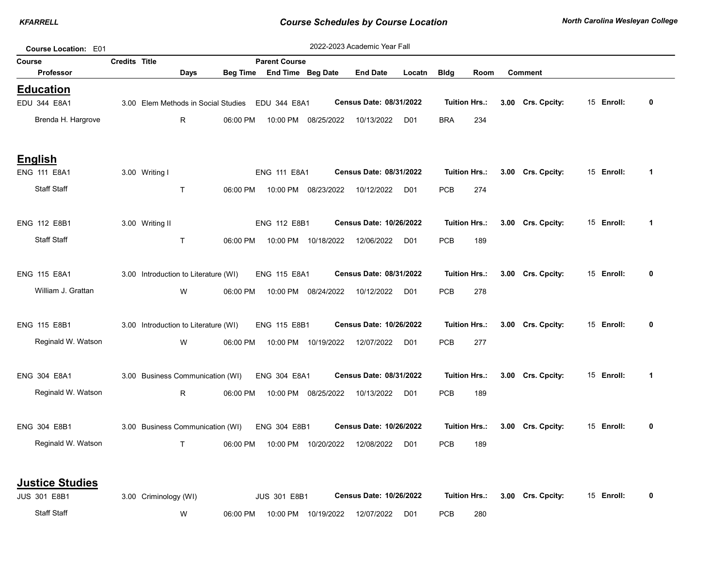# Course Schedules by Course Location

**Course Location:** E01

2022-2023 Academic Year Fall

| Course / Professor | Credits | Title / Days | Beg Time | Parent Course / End Time | Beg Date | End Date | Locatn | Bldg | Room | Comment |
|---|---|---|---|---|---|---|---|---|---|---|

## Education

| Course / Professor | Credits | Title / Days | Beg Time | Parent Course / End Time | Beg Date | End Date | Locatn | Bldg | Room | Tuition Hrs. | Crs. Cpcity | Enroll |
|---|---|---|---|---|---|---|---|---|---|---|---|---|
| EDU 344 E8A1 | 3.00 | Elem Methods in Social Studies | | EDU 344 E8A1 | Census Date: 08/31/2022 | | | | | 3.00 | 15 | 0 |
| Brenda H. Hargrove | | R | 06:00 PM | 10:00 PM | 08/25/2022 | 10/13/2022 | D01 | BRA | 234 | | | |

## English

| Course / Professor | Credits | Title / Days | Beg Time | Parent Course / End Time | Beg Date | End Date | Locatn | Bldg | Room | Tuition Hrs. | Crs. Cpcity | Enroll |
|---|---|---|---|---|---|---|---|---|---|---|---|---|
| ENG 111 E8A1 | 3.00 | Writing I | | ENG 111 E8A1 | Census Date: 08/31/2022 | | | | | 3.00 | 15 | 1 |
| Staff Staff | | T | 06:00 PM | 10:00 PM | 08/23/2022 | 10/12/2022 | D01 | PCB | 274 | | | |
| ENG 112 E8B1 | 3.00 | Writing II | | ENG 112 E8B1 | Census Date: 10/26/2022 | | | | | 3.00 | 15 | 1 |
| Staff Staff | | T | 06:00 PM | 10:00 PM | 10/18/2022 | 12/06/2022 | D01 | PCB | 189 | | | |
| ENG 115 E8A1 | 3.00 | Introduction to Literature (WI) | | ENG 115 E8A1 | Census Date: 08/31/2022 | | | | | 3.00 | 15 | 0 |
| William J. Grattan | | W | 06:00 PM | 10:00 PM | 08/24/2022 | 10/12/2022 | D01 | PCB | 278 | | | |
| ENG 115 E8B1 | 3.00 | Introduction to Literature (WI) | | ENG 115 E8B1 | Census Date: 10/26/2022 | | | | | 3.00 | 15 | 0 |
| Reginald W. Watson | | W | 06:00 PM | 10:00 PM | 10/19/2022 | 12/07/2022 | D01 | PCB | 277 | | | |
| ENG 304 E8A1 | 3.00 | Business Communication (WI) | | ENG 304 E8A1 | Census Date: 08/31/2022 | | | | | 3.00 | 15 | 1 |
| Reginald W. Watson | | R | 06:00 PM | 10:00 PM | 08/25/2022 | 10/13/2022 | D01 | PCB | 189 | | | |
| ENG 304 E8B1 | 3.00 | Business Communication (WI) | | ENG 304 E8B1 | Census Date: 10/26/2022 | | | | | 3.00 | 15 | 0 |
| Reginald W. Watson | | T | 06:00 PM | 10:00 PM | 10/20/2022 | 12/08/2022 | D01 | PCB | 189 | | | |

## Justice Studies

| Course / Professor | Credits | Title / Days | Beg Time | Parent Course / End Time | Beg Date | End Date | Locatn | Bldg | Room | Tuition Hrs. | Crs. Cpcity | Enroll |
|---|---|---|---|---|---|---|---|---|---|---|---|---|
| JUS 301 E8B1 | 3.00 | Criminology (WI) | | JUS 301 E8B1 | Census Date: 10/26/2022 | | | | | 3.00 | 15 | 0 |
| Staff Staff | | W | 06:00 PM | 10:00 PM | 10/19/2022 | 12/07/2022 | D01 | PCB | 280 | | | |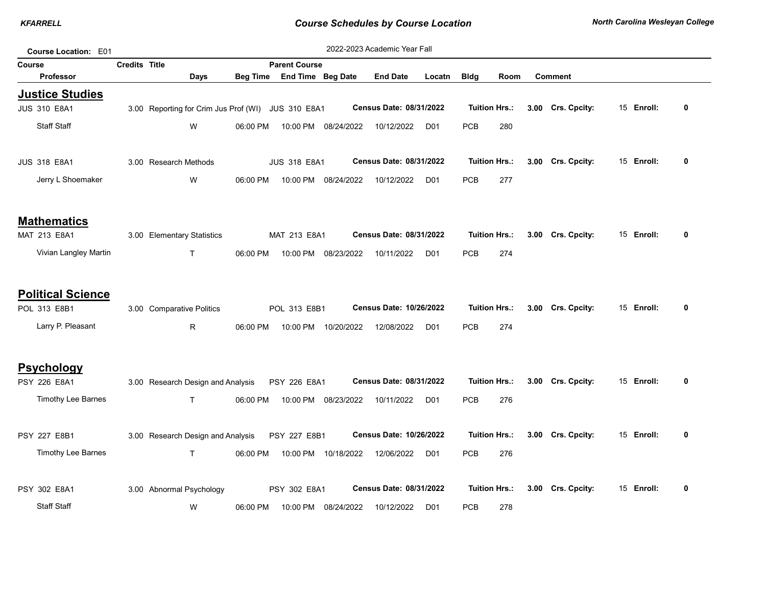# Course Schedules by Course Location

**Course Location:** E01

2022-2023 Academic Year Fall

| Course | Credits | Title | Parent Course | | | | | | | |
|---|---|---|---|---|---|---|---|---|---|---|
| Professor | | Days | Beg Time | End Time | Beg Date | End Date | Locatn | Bldg | Room | Comment |

## Justice Studies

**JUS 310 E8A1** — 3.00 Reporting for Crim Jus Prof (WI) — Parent Course: JUS 310 E8A1 — **Census Date: 08/31/2022** — **Tuition Hrs.:** 3.00 — **Crs. Cpcity:** 15 — **Enroll:** 0

| Professor | Days | Beg Time | End Time | Beg Date | End Date | Locatn | Bldg | Room |
|---|---|---|---|---|---|---|---|---|
| Staff Staff | W | 06:00 PM | 10:00 PM | 08/24/2022 | 10/12/2022 | D01 | PCB | 280 |

**JUS 318 E8A1** — 3.00 Research Methods — Parent Course: JUS 318 E8A1 — **Census Date: 08/31/2022** — **Tuition Hrs.:** 3.00 — **Crs. Cpcity:** 15 — **Enroll:** 0

| Professor | Days | Beg Time | End Time | Beg Date | End Date | Locatn | Bldg | Room |
|---|---|---|---|---|---|---|---|---|
| Jerry L Shoemaker | W | 06:00 PM | 10:00 PM | 08/24/2022 | 10/12/2022 | D01 | PCB | 277 |

## Mathematics

**MAT 213 E8A1** — 3.00 Elementary Statistics — Parent Course: MAT 213 E8A1 — **Census Date: 08/31/2022** — **Tuition Hrs.:** 3.00 — **Crs. Cpcity:** 15 — **Enroll:** 0

| Professor | Days | Beg Time | End Time | Beg Date | End Date | Locatn | Bldg | Room |
|---|---|---|---|---|---|---|---|---|
| Vivian Langley Martin | T | 06:00 PM | 10:00 PM | 08/23/2022 | 10/11/2022 | D01 | PCB | 274 |

## Political Science

**POL 313 E8B1** — 3.00 Comparative Politics — Parent Course: POL 313 E8B1 — **Census Date: 10/26/2022** — **Tuition Hrs.:** 3.00 — **Crs. Cpcity:** 15 — **Enroll:** 0

| Professor | Days | Beg Time | End Time | Beg Date | End Date | Locatn | Bldg | Room |
|---|---|---|---|---|---|---|---|---|
| Larry P. Pleasant | R | 06:00 PM | 10:00 PM | 10/20/2022 | 12/08/2022 | D01 | PCB | 274 |

## Psychology

**PSY 226 E8A1** — 3.00 Research Design and Analysis — Parent Course: PSY 226 E8A1 — **Census Date: 08/31/2022** — **Tuition Hrs.:** 3.00 — **Crs. Cpcity:** 15 — **Enroll:** 0

| Professor | Days | Beg Time | End Time | Beg Date | End Date | Locatn | Bldg | Room |
|---|---|---|---|---|---|---|---|---|
| Timothy Lee Barnes | T | 06:00 PM | 10:00 PM | 08/23/2022 | 10/11/2022 | D01 | PCB | 276 |

**PSY 227 E8B1** — 3.00 Research Design and Analysis — Parent Course: PSY 227 E8B1 — **Census Date: 10/26/2022** — **Tuition Hrs.:** 3.00 — **Crs. Cpcity:** 15 — **Enroll:** 0

| Professor | Days | Beg Time | End Time | Beg Date | End Date | Locatn | Bldg | Room |
|---|---|---|---|---|---|---|---|---|
| Timothy Lee Barnes | T | 06:00 PM | 10:00 PM | 10/18/2022 | 12/06/2022 | D01 | PCB | 276 |

**PSY 302 E8A1** — 3.00 Abnormal Psychology — Parent Course: PSY 302 E8A1 — **Census Date: 08/31/2022** — **Tuition Hrs.:** 3.00 — **Crs. Cpcity:** 15 — **Enroll:** 0

| Professor | Days | Beg Time | End Time | Beg Date | End Date | Locatn | Bldg | Room |
|---|---|---|---|---|---|---|---|---|
| Staff Staff | W | 06:00 PM | 10:00 PM | 08/24/2022 | 10/12/2022 | D01 | PCB | 278 |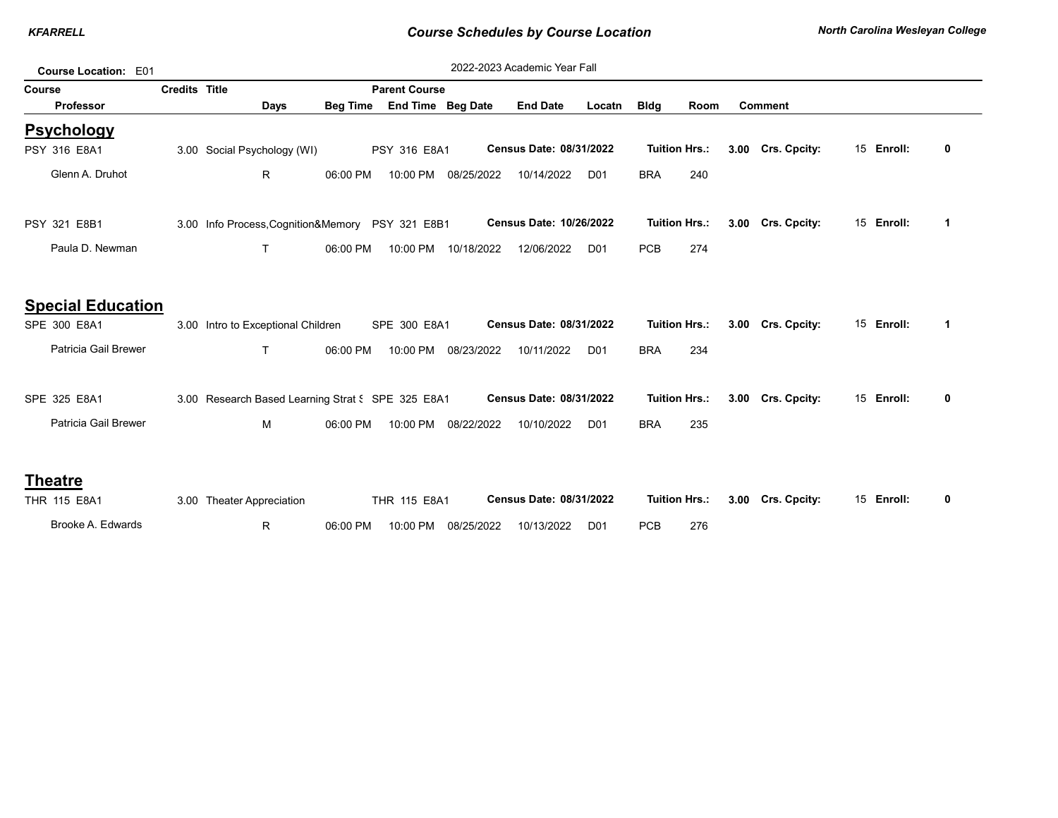**Course Location:** E01

2022-2023 Academic Year Fall

| Course | Credits | Title | Parent Course | Census Date | Tuition Hrs. | Crs. Cpcity | Enroll |
|---|---|---|---|---|---|---|---|
| **Professor** | **Days** | **Beg Time** | **End Time** | **Beg Date** | **End Date** | **Locatn** | **Bldg** / **Room** / **Comment** |

## Psychology

| Course | Credits | Title | Parent Course | Census Date | Tuition Hrs. | Crs. Cpcity | Enroll |
|---|---|---|---|---|---|---|---|
| PSY 316 E8A1 | 3.00 | Social Psychology (WI) | PSY 316 E8A1 | 08/31/2022 | 3.00 | 15 | 0 |
| PSY 321 E8B1 | 3.00 | Info Process,Cognition&Memory | PSY 321 E8B1 | 10/26/2022 | 3.00 | 15 | 1 |

| Professor | Days | Beg Time | End Time | Beg Date | End Date | Locatn | Bldg | Room | Comment |
|---|---|---|---|---|---|---|---|---|---|
| Glenn A. Druhot | R | 06:00 PM | 10:00 PM | 08/25/2022 | 10/14/2022 | D01 | BRA | 240 | |
| Paula D. Newman | T | 06:00 PM | 10:00 PM | 10/18/2022 | 12/06/2022 | D01 | PCB | 274 | |

## Special Education

| Course | Credits | Title | Parent Course | Census Date | Tuition Hrs. | Crs. Cpcity | Enroll |
|---|---|---|---|---|---|---|---|
| SPE 300 E8A1 | 3.00 | Intro to Exceptional Children | SPE 300 E8A1 | 08/31/2022 | 3.00 | 15 | 1 |
| SPE 325 E8A1 | 3.00 | Research Based Learning Strat S | SPE 325 E8A1 | 08/31/2022 | 3.00 | 15 | 0 |

| Professor | Days | Beg Time | End Time | Beg Date | End Date | Locatn | Bldg | Room | Comment |
|---|---|---|---|---|---|---|---|---|---|
| Patricia Gail Brewer | T | 06:00 PM | 10:00 PM | 08/23/2022 | 10/11/2022 | D01 | BRA | 234 | |
| Patricia Gail Brewer | M | 06:00 PM | 10:00 PM | 08/22/2022 | 10/10/2022 | D01 | BRA | 235 | |

## Theatre

| Course | Credits | Title | Parent Course | Census Date | Tuition Hrs. | Crs. Cpcity | Enroll |
|---|---|---|---|---|---|---|---|
| THR 115 E8A1 | 3.00 | Theater Appreciation | THR 115 E8A1 | 08/31/2022 | 3.00 | 15 | 0 |

| Professor | Days | Beg Time | End Time | Beg Date | End Date | Locatn | Bldg | Room | Comment |
|---|---|---|---|---|---|---|---|---|---|
| Brooke A. Edwards | R | 06:00 PM | 10:00 PM | 08/25/2022 | 10/13/2022 | D01 | PCB | 276 | |